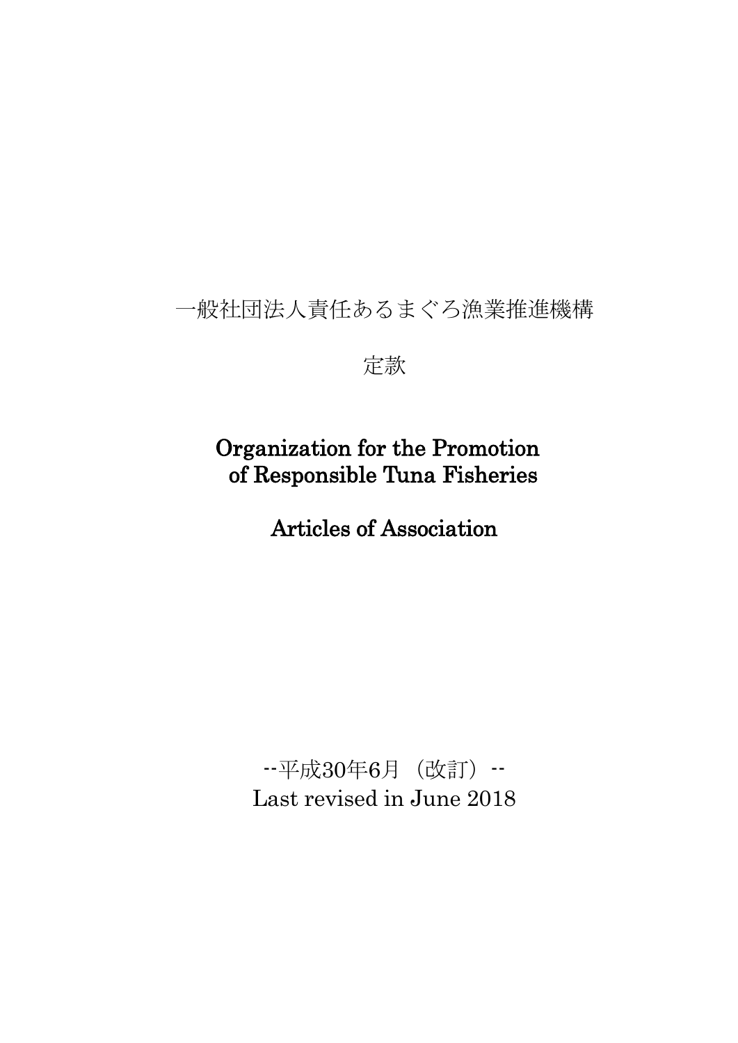# 一般社団法人責任あるまぐろ漁業推進機構

## 定款

# Organization for the Promotion of Responsible Tuna Fisheries

## Articles of Association

--平成30年6月（改訂）--
Last revised in June 2018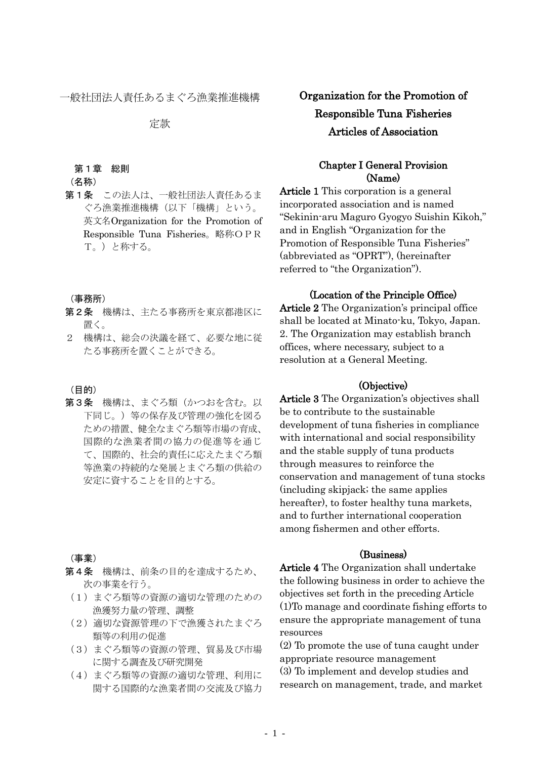# 一般社団法人責任あるまぐろ漁業推進機構

# 定款

## 第１章　総則

（名称）

**第１条**　この法人は、一般社団法人責任あるまぐろ漁業推進機構（以下「機構」という。英文名Organization for the Promotion of Responsible Tuna Fisheries。略称ＯＰＲＴ。）と称する。

（事務所）

**第２条**　機構は、主たる事務所を東京都港区に置く。

２　機構は、総会の決議を経て、必要な地に従たる事務所を置くことができる。

（目的）

**第３条**　機構は、まぐろ類（かつおを含む。以下同じ。）等の保存及び管理の強化を図るための措置、健全なまぐろ類等市場の育成、国際的な漁業者間の協力の促進等を通じて、国際的、社会的責任に応えたまぐろ類等漁業の持続的な発展とまぐろ類の供給の安定に資することを目的とする。

（事業）

**第４条**　機構は、前条の目的を達成するため、次の事業を行う。

（１）まぐろ類等の資源の適切な管理のための漁獲努力量の管理、調整

（２）適切な資源管理の下で漁獲されたまぐろ類等の利用の促進

（３）まぐろ類等の資源の管理、貿易及び市場に関する調査及び研究開発

（４）まぐろ類等の資源の適切な管理、利用に関する国際的な漁業者間の交流及び協力

# Organization for the Promotion of Responsible Tuna Fisheries Articles of Association

## Chapter I General Provision

### (Name)

**Article 1** This corporation is a general incorporated association and is named "Sekinin-aru Maguro Gyogyo Suishin Kikoh," and in English "Organization for the Promotion of Responsible Tuna Fisheries" (abbreviated as "OPRT"), (hereinafter referred to "the Organization").

### (Location of the Principle Office)

**Article 2** The Organization's principal office shall be located at Minato-ku, Tokyo, Japan.

2. The Organization may establish branch offices, where necessary, subject to a resolution at a General Meeting.

### (Objective)

**Article 3** The Organization's objectives shall be to contribute to the sustainable development of tuna fisheries in compliance with international and social responsibility and the stable supply of tuna products through measures to reinforce the conservation and management of tuna stocks (including skipjack; the same applies hereafter), to foster healthy tuna markets, and to further international cooperation among fishermen and other efforts.

### (Business)

**Article 4** The Organization shall undertake the following business in order to achieve the objectives set forth in the preceding Article

(1)To manage and coordinate fishing efforts to ensure the appropriate management of tuna resources

(2) To promote the use of tuna caught under appropriate resource management

(3) To implement and develop studies and research on management, trade, and market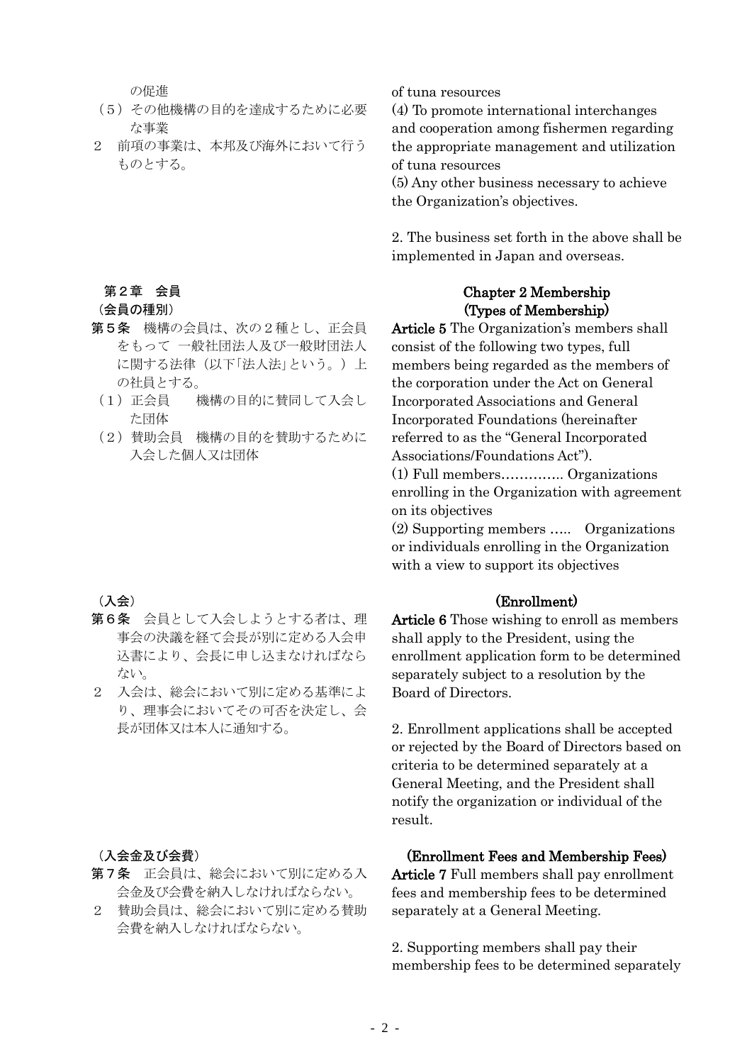の促進

（５）その他機構の目的を達成するために必要な事業

２　前項の事業は、本邦及び海外において行うものとする。

of tuna resources

(4) To promote international interchanges and cooperation among fishermen regarding the appropriate management and utilization of tuna resources

(5) Any other business necessary to achieve the Organization's objectives.

2. The business set forth in the above shall be implemented in Japan and overseas.

## 第２章　会員

**（会員の種別）**

**第５条**　機構の会員は、次の２種とし、正会員をもって 一般社団法人及び一般財団法人に関する法律（以下「法人法」という。）上の社員とする。

（１）正会員　　機構の目的に賛同して入会した団体

（２）賛助会員　機構の目的を賛助するために入会した個人又は団体

## Chapter 2 Membership

**(Types of Membership)**

**Article 5** The Organization's members shall consist of the following two types, full members being regarded as the members of the corporation under the Act on General Incorporated Associations and General Incorporated Foundations (hereinafter referred to as the "General Incorporated Associations/Foundations Act").

(1) Full members………….. Organizations enrolling in the Organization with agreement on its objectives

(2) Supporting members ….. Organizations or individuals enrolling in the Organization with a view to support its objectives

**（入会）**

**第６条**　会員として入会しようとする者は、理事会の決議を経て会長が別に定める入会申込書により、会長に申し込まなければならない。

２　入会は、総会において別に定める基準により、理事会においてその可否を決定し、会長が団体又は本人に通知する。

**(Enrollment)**

**Article 6** Those wishing to enroll as members shall apply to the President, using the enrollment application form to be determined separately subject to a resolution by the Board of Directors.

2. Enrollment applications shall be accepted or rejected by the Board of Directors based on criteria to be determined separately at a General Meeting, and the President shall notify the organization or individual of the result.

**（入会金及び会費）**

**第７条**　正会員は、総会において別に定める入会金及び会費を納入しなければならない。

２　賛助会員は、総会において別に定める賛助会費を納入しなければならない。

**(Enrollment Fees and Membership Fees)**

**Article 7** Full members shall pay enrollment fees and membership fees to be determined separately at a General Meeting.

2. Supporting members shall pay their membership fees to be determined separately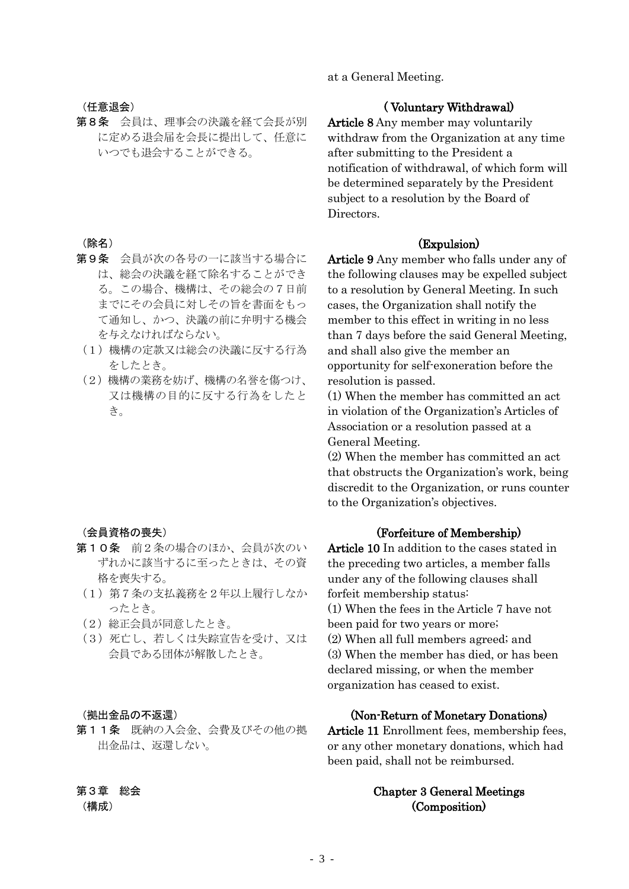at a General Meeting.

（任意退会）

第８条　会員は、理事会の決議を経て会長が別に定める退会届を会長に提出して、任意にいつでも退会することができる。

**( Voluntary Withdrawal)**

**Article 8** Any member may voluntarily withdraw from the Organization at any time after submitting to the President a notification of withdrawal, of which form will be determined separately by the President subject to a resolution by the Board of Directors.

（除名）

第９条　会員が次の各号の一に該当する場合には、総会の決議を経て除名することができる。この場合、機構は、その総会の７日前までにその会員に対しその旨を書面をもって通知し、かつ、決議の前に弁明する機会を与えなければならない。

（１）機構の定款又は総会の決議に反する行為をしたとき。

（２）機構の業務を妨げ、機構の名誉を傷つけ、又は機構の目的に反する行為をしたとき。

**(Expulsion)**

**Article 9** Any member who falls under any of the following clauses may be expelled subject to a resolution by General Meeting. In such cases, the Organization shall notify the member to this effect in writing in no less than 7 days before the said General Meeting, and shall also give the member an opportunity for self-exoneration before the resolution is passed.

(1) When the member has committed an act in violation of the Organization's Articles of Association or a resolution passed at a General Meeting.

(2) When the member has committed an act that obstructs the Organization's work, being discredit to the Organization, or runs counter to the Organization's objectives.

（会員資格の喪失）

第１０条　前２条の場合のほか、会員が次のいずれかに該当するに至ったときは、その資格を喪失する。

（１）第７条の支払義務を２年以上履行しなかったとき。

（２）総正会員が同意したとき。

（３）死亡し、若しくは失踪宣告を受け、又は会員である団体が解散したとき。

**(Forfeiture of Membership)**

**Article 10** In addition to the cases stated in the preceding two articles, a member falls under any of the following clauses shall forfeit membership status:

(1) When the fees in the Article 7 have not been paid for two years or more;

(2) When all full members agreed; and

(3) When the member has died, or has been declared missing, or when the member organization has ceased to exist.

（拠出金品の不返還）

第１１条　既納の入会金、会費及びその他の拠出金品は、返還しない。

**(Non-Return of Monetary Donations)**

**Article 11** Enrollment fees, membership fees, or any other monetary donations, which had been paid, shall not be reimbursed.

## 第３章　総会

（構成）

## Chapter 3 General Meetings

**(Composition)**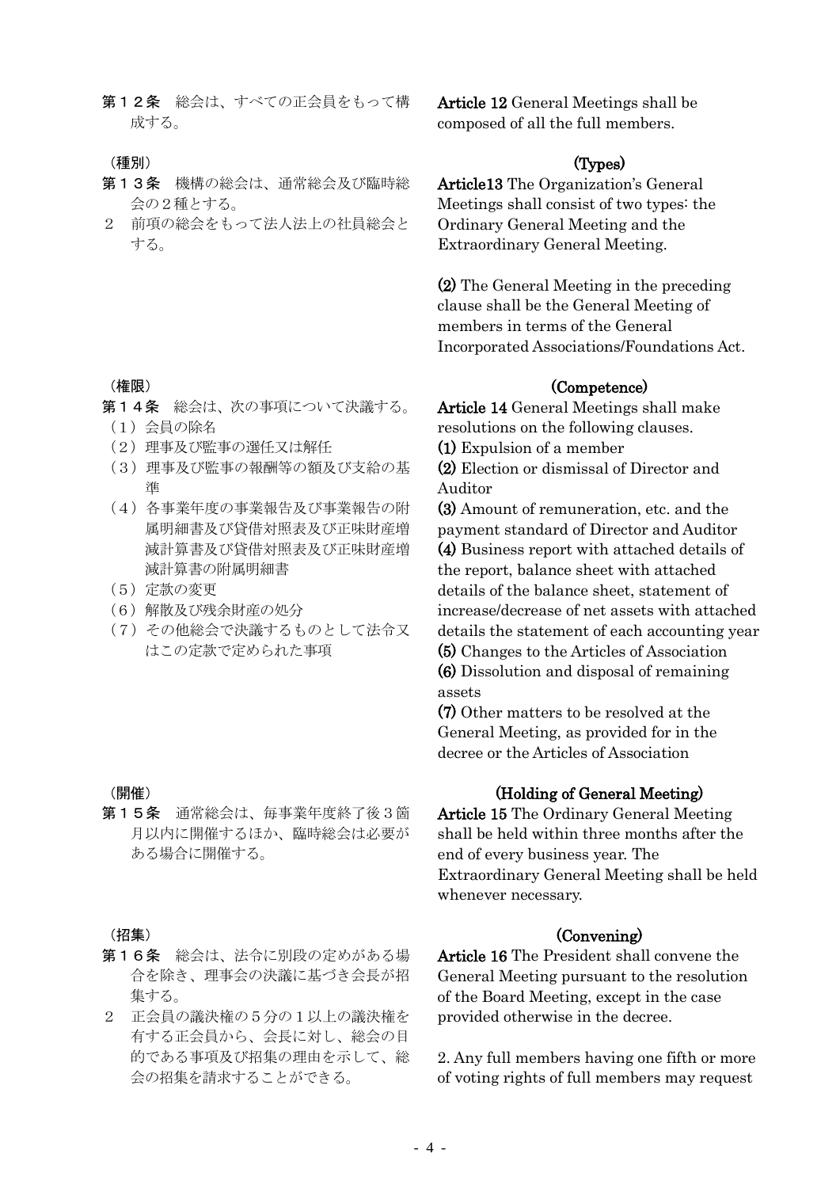第１２条　総会は、すべての正会員をもって構成する。

Article 12 General Meetings shall be composed of all the full members.

（種別）

第１３条　機構の総会は、通常総会及び臨時総会の２種とする。

２　前項の総会をもって法人法上の社員総会とする。

**(Types)**

**Article13** The Organization's General Meetings shall consist of two types: the Ordinary General Meeting and the Extraordinary General Meeting.

**(2)** The General Meeting in the preceding clause shall be the General Meeting of members in terms of the General Incorporated Associations/Foundations Act.

（権限）

第１４条　総会は、次の事項について決議する。

（１）会員の除名

（２）理事及び監事の選任又は解任

（３）理事及び監事の報酬等の額及び支給の基準

（４）各事業年度の事業報告及び事業報告の附属明細書及び貸借対照表及び正味財産増減計算書及び貸借対照表及び正味財産増減計算書の附属明細書

（５）定款の変更

（６）解散及び残余財産の処分

（７）その他総会で決議するものとして法令又はこの定款で定められた事項

**(Competence)**

**Article 14** General Meetings shall make resolutions on the following clauses.

**(1)** Expulsion of a member

**(2)** Election or dismissal of Director and Auditor

**(3)** Amount of remuneration, etc. and the payment standard of Director and Auditor

**(4)** Business report with attached details of the report, balance sheet with attached details of the balance sheet, statement of increase/decrease of net assets with attached details the statement of each accounting year

**(5)** Changes to the Articles of Association

**(6)** Dissolution and disposal of remaining assets

**(7)** Other matters to be resolved at the General Meeting, as provided for in the decree or the Articles of Association

（開催）

第１５条　通常総会は、毎事業年度終了後３箇月以内に開催するほか、臨時総会は必要がある場合に開催する。

**(Holding of General Meeting)**

**Article 15** The Ordinary General Meeting shall be held within three months after the end of every business year. The Extraordinary General Meeting shall be held whenever necessary.

（招集）

第１６条　総会は、法令に別段の定めがある場合を除き、理事会の決議に基づき会長が招集する。

２　正会員の議決権の５分の１以上の議決権を有する正会員から、会長に対し、総会の目的である事項及び招集の理由を示して、総会の招集を請求することができる。

**(Convening)**

**Article 16** The President shall convene the General Meeting pursuant to the resolution of the Board Meeting, except in the case provided otherwise in the decree.

2. Any full members having one fifth or more of voting rights of full members may request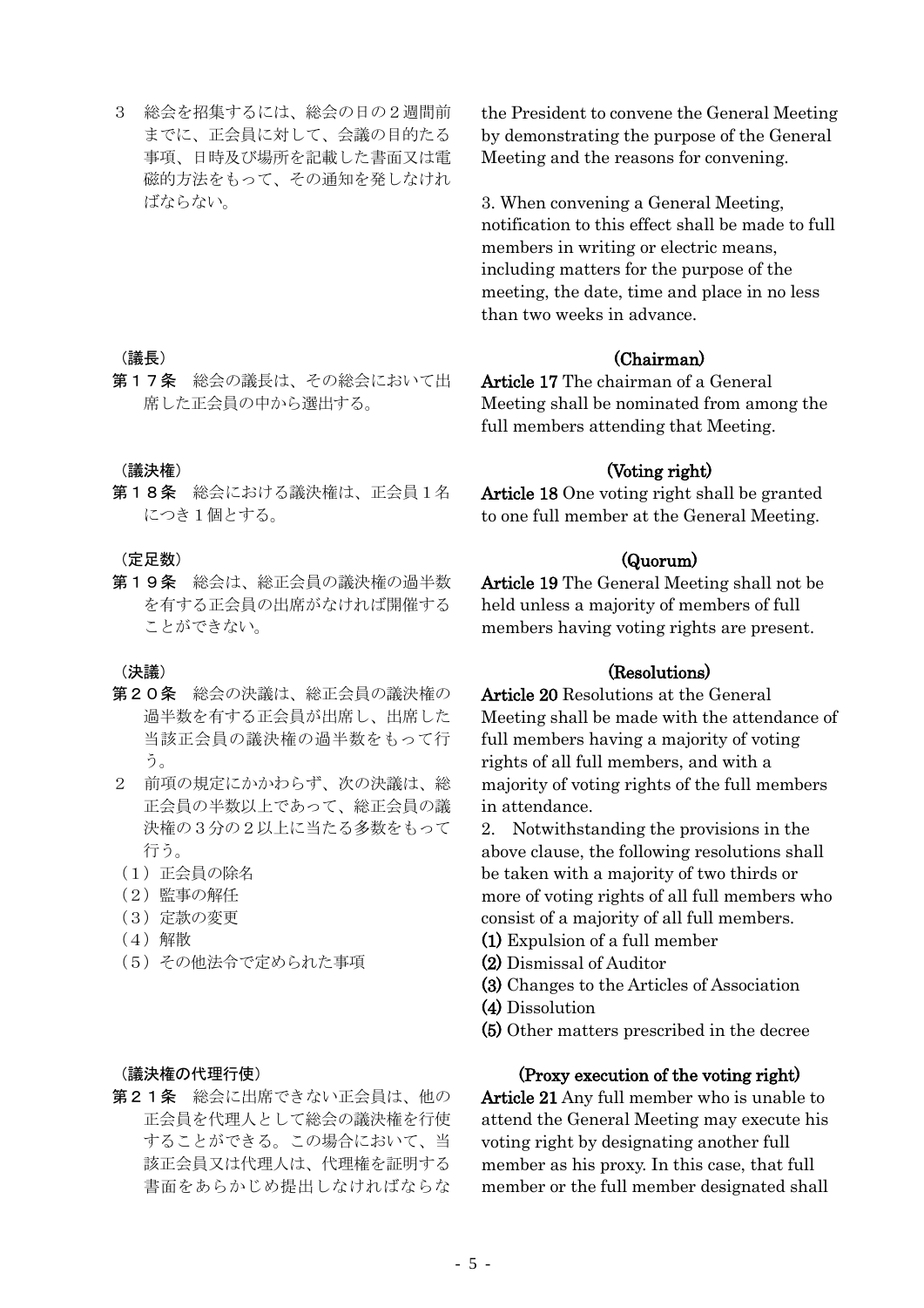3　総会を招集するには、総会の日の２週間前までに、正会員に対して、会議の目的たる事項、日時及び場所を記載した書面又は電磁的方法をもって、その通知を発しなければならない。

the President to convene the General Meeting by demonstrating the purpose of the General Meeting and the reasons for convening.

3. When convening a General Meeting, notification to this effect shall be made to full members in writing or electric means, including matters for the purpose of the meeting, the date, time and place in no less than two weeks in advance.

（議長）

**第１７条**　総会の議長は、その総会において出席した正会員の中から選出する。

**(Chairman)**

**Article 17** The chairman of a General Meeting shall be nominated from among the full members attending that Meeting.

（議決権）

**第１８条**　総会における議決権は、正会員１名につき１個とする。

**(Voting right)**

**Article 18** One voting right shall be granted to one full member at the General Meeting.

（定足数）

**第１９条**　総会は、総正会員の議決権の過半数を有する正会員の出席がなければ開催することができない。

**(Quorum)**

**Article 19** The General Meeting shall not be held unless a majority of members of full members having voting rights are present.

（決議）

**第２０条**　総会の決議は、総正会員の議決権の過半数を有する正会員が出席し、出席した当該正会員の議決権の過半数をもって行う。

2　前項の規定にかかわらず、次の決議は、総正会員の半数以上であって、総正会員の議決権の３分の２以上に当たる多数をもって行う。

（１）正会員の除名
（２）監事の解任
（３）定款の変更
（４）解散
（５）その他法令で定められた事項

**(Resolutions)**

**Article 20** Resolutions at the General Meeting shall be made with the attendance of full members having a majority of voting rights of all full members, and with a majority of voting rights of the full members in attendance.

2. Notwithstanding the provisions in the above clause, the following resolutions shall be taken with a majority of two thirds or more of voting rights of all full members who consist of a majority of all full members.

**(1)** Expulsion of a full member
**(2)** Dismissal of Auditor
**(3)** Changes to the Articles of Association
**(4)** Dissolution
**(5)** Other matters prescribed in the decree

（議決権の代理行使）

**第２１条**　総会に出席できない正会員は、他の正会員を代理人として総会の議決権を行使することができる。この場合において、当該正会員又は代理人は、代理権を証明する書面をあらかじめ提出しなければならな

**(Proxy execution of the voting right)**

**Article 21** Any full member who is unable to attend the General Meeting may execute his voting right by designating another full member as his proxy. In this case, that full member or the full member designated shall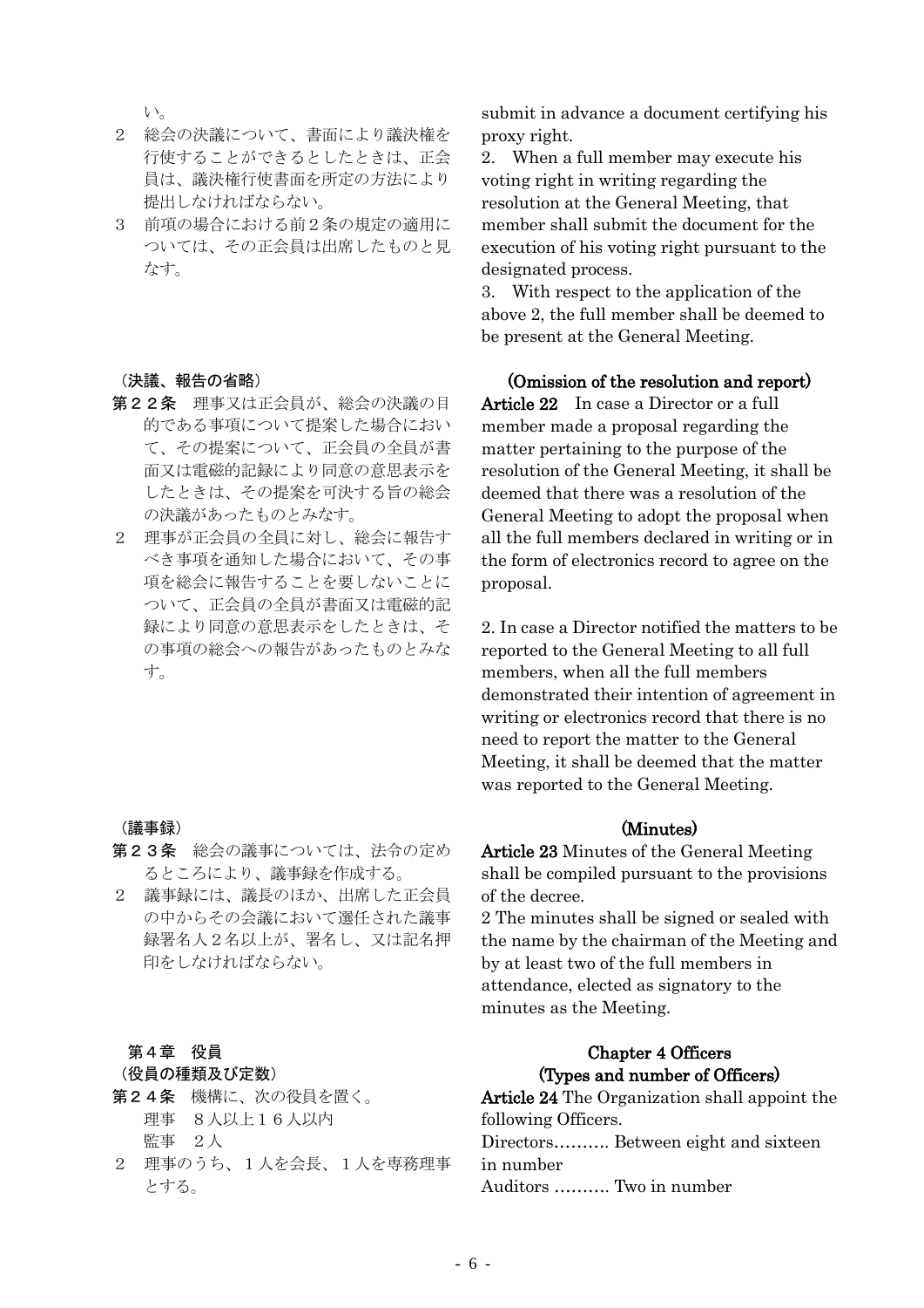い。

2　総会の決議について、書面により議決権を行使することができるとしたときは、正会員は、議決権行使書面を所定の方法により提出しなければならない。

3　前項の場合における前２条の規定の適用については、その正会員は出席したものと見なす。

submit in advance a document certifying his proxy right.

2. When a full member may execute his voting right in writing regarding the resolution at the General Meeting, that member shall submit the document for the execution of his voting right pursuant to the designated process.

3. With respect to the application of the above 2, the full member shall be deemed to be present at the General Meeting.

（決議、報告の省略）

**第２２条**　理事又は正会員が、総会の決議の目的である事項について提案した場合において、その提案について、正会員の全員が書面又は電磁的記録により同意の意思表示をしたときは、その提案を可決する旨の総会の決議があったものとみなす。

2　理事が正会員の全員に対し、総会に報告すべき事項を通知した場合において、その事項を総会に報告することを要しないことについて、正会員の全員が書面又は電磁的記録により同意の意思表示をしたときは、その事項の総会への報告があったものとみなす。

**(Omission of the resolution and report)**

**Article 22**　In case a Director or a full member made a proposal regarding the matter pertaining to the purpose of the resolution of the General Meeting, it shall be deemed that there was a resolution of the General Meeting to adopt the proposal when all the full members declared in writing or in the form of electronics record to agree on the proposal.

2. In case a Director notified the matters to be reported to the General Meeting to all full members, when all the full members demonstrated their intention of agreement in writing or electronics record that there is no need to report the matter to the General Meeting, it shall be deemed that the matter was reported to the General Meeting.

（議事録）

**第２３条**　総会の議事については、法令の定めるところにより、議事録を作成する。

2　議事録には、議長のほか、出席した正会員の中からその会議において選任された議事録署名人２名以上が、署名し、又は記名押印をしなければならない。

**(Minutes)**

**Article 23** Minutes of the General Meeting shall be compiled pursuant to the provisions of the decree.

2 The minutes shall be signed or sealed with the name by the chairman of the Meeting and by at least two of the full members in attendance, elected as signatory to the minutes as the Meeting.

## 第４章　役員

（役員の種類及び定数）

**第２４条**　機構に、次の役員を置く。

理事　８人以上１６人以内

監事　２人

2　理事のうち、１人を会長、１人を専務理事とする。

## Chapter 4 Officers

**(Types and number of Officers)**

**Article 24** The Organization shall appoint the following Officers.

Directors………. Between eight and sixteen in number

Auditors ………. Two in number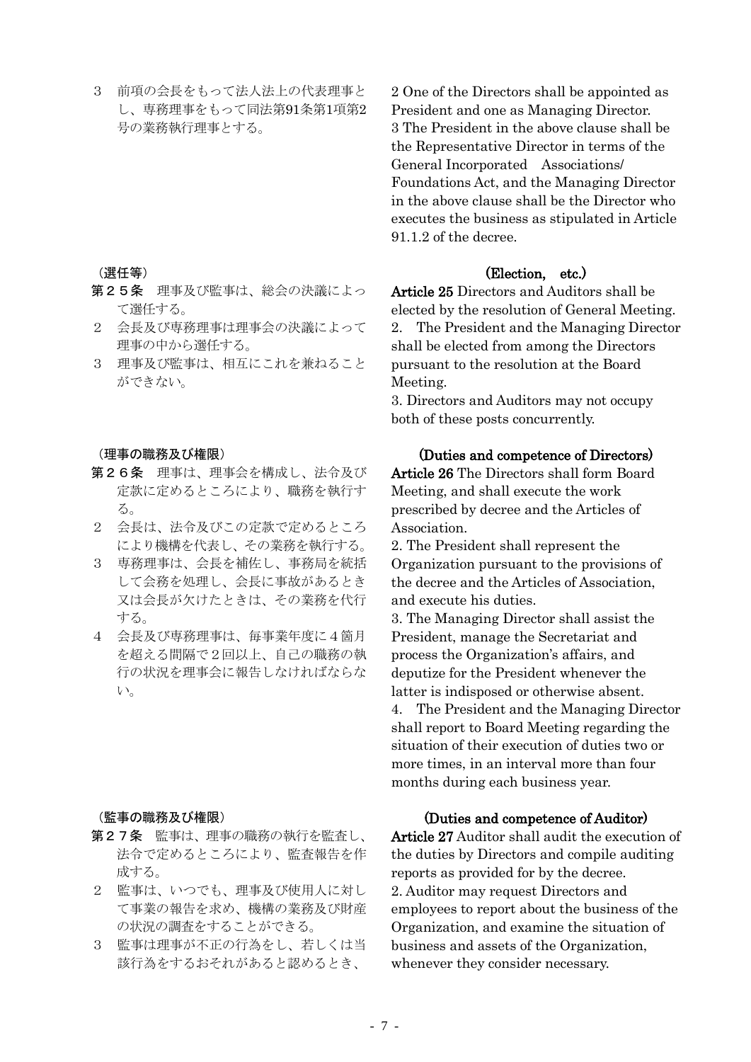３　前項の会長をもって法人法上の代表理事とし、専務理事をもって同法第91条第1項第2号の業務執行理事とする。

2 One of the Directors shall be appointed as President and one as Managing Director.
3 The President in the above clause shall be the Representative Director in terms of the General Incorporated Associations/ Foundations Act, and the Managing Director in the above clause shall be the Director who executes the business as stipulated in Article 91.1.2 of the decree.

（選任等）

**第２５条**　理事及び監事は、総会の決議によって選任する。

２　会長及び専務理事は理事会の決議によって理事の中から選任する。

３　理事及び監事は、相互にこれを兼ねることができない。

**(Election, etc.)**

**Article 25** Directors and Auditors shall be elected by the resolution of General Meeting.
2. The President and the Managing Director shall be elected from among the Directors pursuant to the resolution at the Board Meeting.
3. Directors and Auditors may not occupy both of these posts concurrently.

（理事の職務及び権限）

**第２６条**　理事は、理事会を構成し、法令及び定款に定めるところにより、職務を執行する。

２　会長は、法令及びこの定款で定めるところにより機構を代表し、その業務を執行する。

３　専務理事は、会長を補佐し、事務局を統括して会務を処理し、会長に事故があるとき又は会長が欠けたときは、その業務を代行する。

４　会長及び専務理事は、毎事業年度に４箇月を超える間隔で２回以上、自己の職務の執行の状況を理事会に報告しなければならない。

**(Duties and competence of Directors)**

**Article 26** The Directors shall form Board Meeting, and shall execute the work prescribed by decree and the Articles of Association.
2. The President shall represent the Organization pursuant to the provisions of the decree and the Articles of Association, and execute his duties.
3. The Managing Director shall assist the President, manage the Secretariat and process the Organization's affairs, and deputize for the President whenever the latter is indisposed or otherwise absent.
4. The President and the Managing Director shall report to Board Meeting regarding the situation of their execution of duties two or more times, in an interval more than four months during each business year.

（監事の職務及び権限）

**第２７条**　監事は、理事の職務の執行を監査し、法令で定めるところにより、監査報告を作成する。

２　監事は、いつでも、理事及び使用人に対して事業の報告を求め、機構の業務及び財産の状況の調査をすることができる。

３　監事は理事が不正の行為をし、若しくは当該行為をするおそれがあると認めるとき、

**(Duties and competence of Auditor)**

**Article 27** Auditor shall audit the execution of the duties by Directors and compile auditing reports as provided for by the decree.
2. Auditor may request Directors and employees to report about the business of the Organization, and examine the situation of business and assets of the Organization, whenever they consider necessary.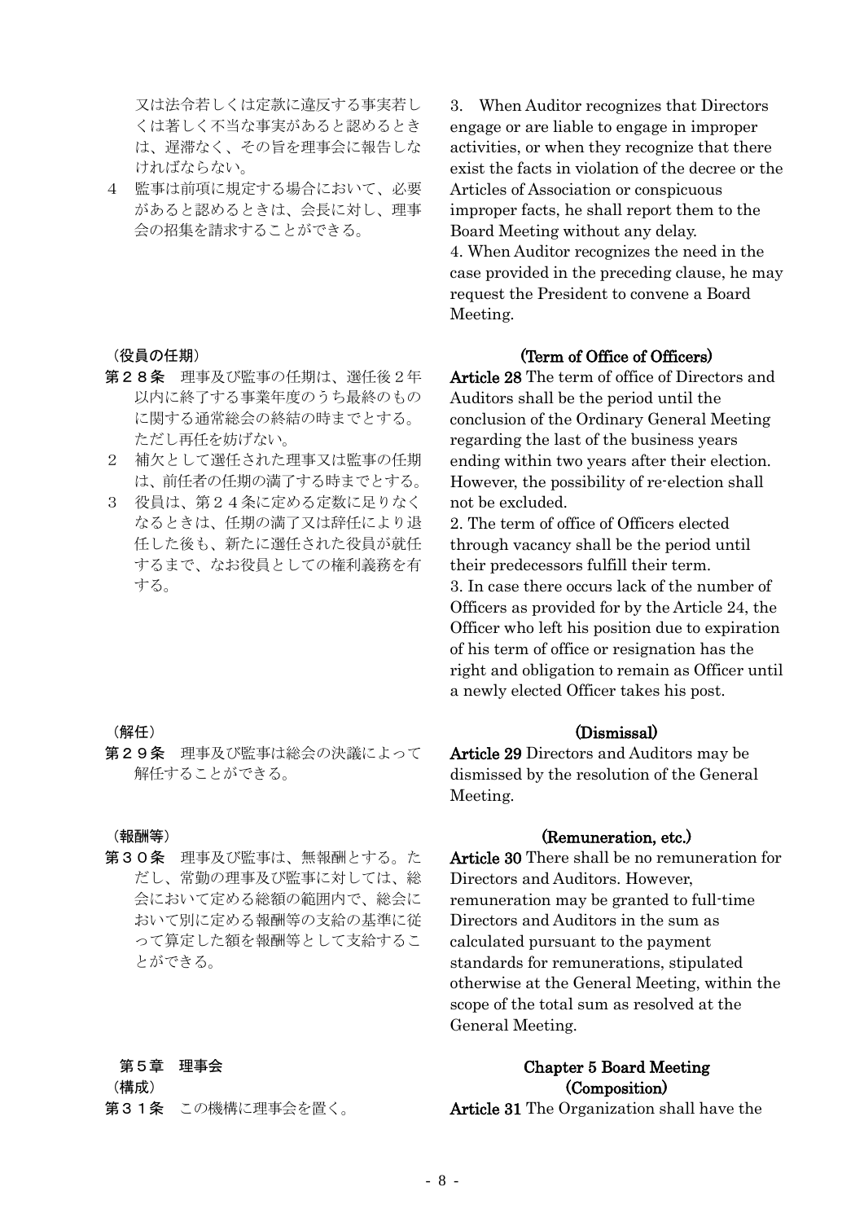又は法令若しくは定款に違反する事実若しくは著しく不当な事実があると認めるときは、遅滞なく、その旨を理事会に報告しなければならない。

４　監事は前項に規定する場合において、必要があると認めるときは、会長に対し、理事会の招集を請求することができる。

3.　When Auditor recognizes that Directors engage or are liable to engage in improper activities, or when they recognize that there exist the facts in violation of the decree or the Articles of Association or conspicuous improper facts, he shall report them to the Board Meeting without any delay.

4. When Auditor recognizes the need in the case provided in the preceding clause, he may request the President to convene a Board Meeting.

（役員の任期）

**第２８条**　理事及び監事の任期は、選任後２年以内に終了する事業年度のうち最終のものに関する通常総会の終結の時までとする。ただし再任を妨げない。

２　補欠として選任された理事又は監事の任期は、前任者の任期の満了する時までとする。

３　役員は、第２４条に定める定数に足りなくなるときは、任期の満了又は辞任により退任した後も、新たに選任された役員が就任するまで、なお役員としての権利義務を有する。

**(Term of Office of Officers)**

**Article 28** The term of office of Directors and Auditors shall be the period until the conclusion of the Ordinary General Meeting regarding the last of the business years ending within two years after their election. However, the possibility of re-election shall not be excluded.

2. The term of office of Officers elected through vacancy shall be the period until their predecessors fulfill their term.

3. In case there occurs lack of the number of Officers as provided for by the Article 24, the Officer who left his position due to expiration of his term of office or resignation has the right and obligation to remain as Officer until a newly elected Officer takes his post.

（解任）

**第２９条**　理事及び監事は総会の決議によって解任することができる。

**(Dismissal)**

**Article 29** Directors and Auditors may be dismissed by the resolution of the General Meeting.

（報酬等）

**第３０条**　理事及び監事は、無報酬とする。ただし、常勤の理事及び監事に対しては、総会において定める総額の範囲内で、総会において別に定める報酬等の支給の基準に従って算定した額を報酬等として支給することができる。

**(Remuneration, etc.)**

**Article 30** There shall be no remuneration for Directors and Auditors. However, remuneration may be granted to full-time Directors and Auditors in the sum as calculated pursuant to the payment standards for remunerations, stipulated otherwise at the General Meeting, within the scope of the total sum as resolved at the General Meeting.

## 第５章　理事会

（構成）

**第３１条**　この機構に理事会を置く。

## Chapter 5 Board Meeting

**(Composition)**

**Article 31** The Organization shall have the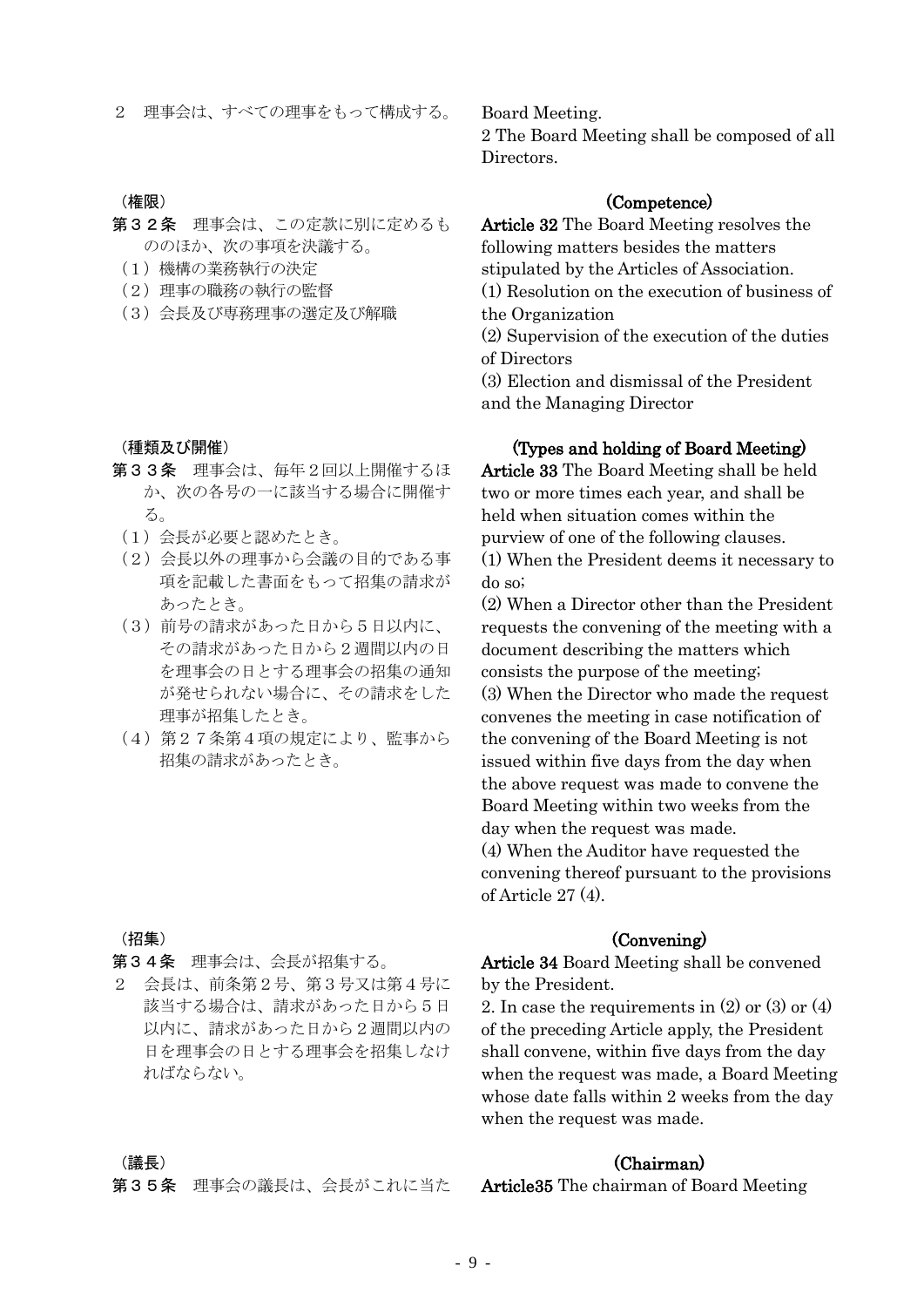２　理事会は、すべての理事をもって構成する。

Board Meeting.
2 The Board Meeting shall be composed of all Directors.

（権限）

第３２条　理事会は、この定款に別に定めるもののほか、次の事項を決議する。

（１）機構の業務執行の決定

（２）理事の職務の執行の監督

（３）会長及び専務理事の選定及び解職

**(Competence)**

**Article 32** The Board Meeting resolves the following matters besides the matters stipulated by the Articles of Association.

(1) Resolution on the execution of business of the Organization

(2) Supervision of the execution of the duties of Directors

(3) Election and dismissal of the President and the Managing Director

（種類及び開催）

第３３条　理事会は、毎年２回以上開催するほか、次の各号の一に該当する場合に開催する。

（１）会長が必要と認めたとき。

（２）会長以外の理事から会議の目的である事項を記載した書面をもって招集の請求があったとき。

（３）前号の請求があった日から５日以内に、その請求があった日から２週間以内の日を理事会の日とする理事会の招集の通知が発せられない場合に、その請求をした理事が招集したとき。

（４）第２７条第４項の規定により、監事から招集の請求があったとき。

**(Types and holding of Board Meeting)**

**Article 33** The Board Meeting shall be held two or more times each year, and shall be held when situation comes within the purview of one of the following clauses.

(1) When the President deems it necessary to do so;

(2) When a Director other than the President requests the convening of the meeting with a document describing the matters which consists the purpose of the meeting;

(3) When the Director who made the request convenes the meeting in case notification of the convening of the Board Meeting is not issued within five days from the day when the above request was made to convene the Board Meeting within two weeks from the day when the request was made.

(4) When the Auditor have requested the convening thereof pursuant to the provisions of Article 27 (4).

（招集）

第３４条　理事会は、会長が招集する。

２　会長は、前条第２号、第３号又は第４号に該当する場合は、請求があった日から５日以内に、請求があった日から２週間以内の日を理事会の日とする理事会を招集しなければならない。

**(Convening)**

**Article 34** Board Meeting shall be convened by the President.

2. In case the requirements in (2) or (3) or (4) of the preceding Article apply, the President shall convene, within five days from the day when the request was made, a Board Meeting whose date falls within 2 weeks from the day when the request was made.

（議長）

第３５条　理事会の議長は、会長がこれに当た

**(Chairman)**

**Article35** The chairman of Board Meeting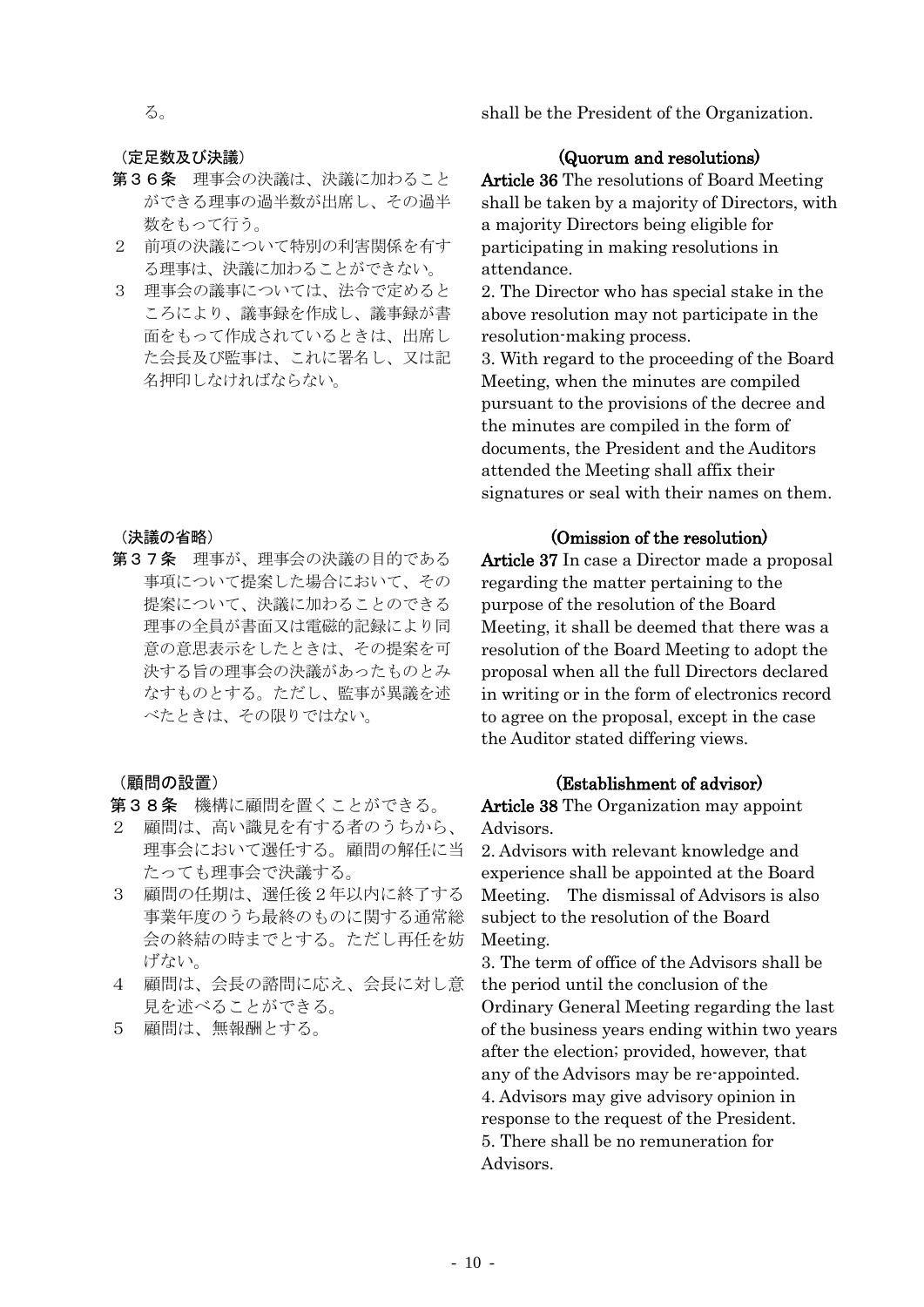る。

shall be the President of the Organization.

（定足数及び決議）

**第３６条**　理事会の決議は、決議に加わることができる理事の過半数が出席し、その過半数をもって行う。

２　前項の決議について特別の利害関係を有する理事は、決議に加わることができない。

３　理事会の議事については、法令で定めるところにより、議事録を作成し、議事録が書面をもって作成されているときは、出席した会長及び監事は、これに署名し、又は記名押印しなければならない。

**(Quorum and resolutions)**

**Article 36** The resolutions of Board Meeting shall be taken by a majority of Directors, with a majority Directors being eligible for participating in making resolutions in attendance.

2. The Director who has special stake in the above resolution may not participate in the resolution-making process.

3. With regard to the proceeding of the Board Meeting, when the minutes are compiled pursuant to the provisions of the decree and the minutes are compiled in the form of documents, the President and the Auditors attended the Meeting shall affix their signatures or seal with their names on them.

（決議の省略）

**第３７条**　理事が、理事会の決議の目的である事項について提案した場合において、その提案について、決議に加わることのできる理事の全員が書面又は電磁的記録により同意の意思表示をしたときは、その提案を可決する旨の理事会の決議があったものとみなすものとする。ただし、監事が異議を述べたときは、その限りではない。

**(Omission of the resolution)**

**Article 37** In case a Director made a proposal regarding the matter pertaining to the purpose of the resolution of the Board Meeting, it shall be deemed that there was a resolution of the Board Meeting to adopt the proposal when all the full Directors declared in writing or in the form of electronics record to agree on the proposal, except in the case the Auditor stated differing views.

（顧問の設置）

**第３８条**　機構に顧問を置くことができる。

２　顧問は、高い識見を有する者のうちから、理事会において選任する。顧問の解任に当たっても理事会で決議する。

３　顧問の任期は、選任後２年以内に終了する事業年度のうち最終のものに関する通常総会の終結の時までとする。ただし再任を妨げない。

４　顧問は、会長の諮問に応え、会長に対し意見を述べることができる。

５　顧問は、無報酬とする。

**(Establishment of advisor)**

**Article 38** The Organization may appoint Advisors.

2. Advisors with relevant knowledge and experience shall be appointed at the Board Meeting.　The dismissal of Advisors is also subject to the resolution of the Board Meeting.

3. The term of office of the Advisors shall be the period until the conclusion of the Ordinary General Meeting regarding the last of the business years ending within two years after the election; provided, however, that any of the Advisors may be re-appointed.

4. Advisors may give advisory opinion in response to the request of the President.

5. There shall be no remuneration for Advisors.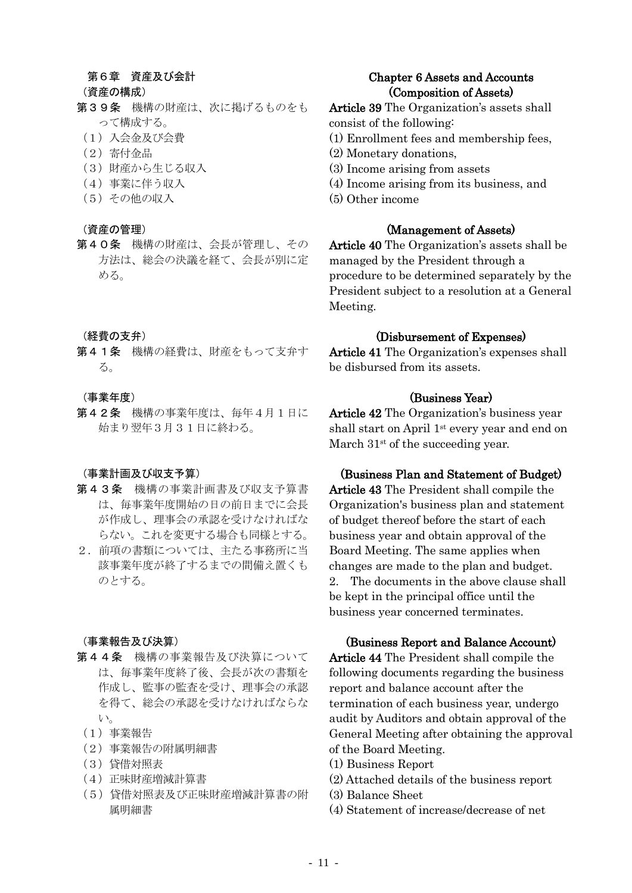## 第６章　資産及び会計

（資産の構成）

**第３９条**　機構の財産は、次に掲げるものをもって構成する。

（１）入会金及び会費
（２）寄付金品
（３）財産から生じる収入
（４）事業に伴う収入
（５）その他の収入

（資産の管理）

**第４０条**　機構の財産は、会長が管理し、その方法は、総会の決議を経て、会長が別に定める。

（経費の支弁）

**第４１条**　機構の経費は、財産をもって支弁する。

（事業年度）

**第４２条**　機構の事業年度は、毎年４月１日に始まり翌年３月３１日に終わる。

（事業計画及び収支予算）

**第４３条**　機構の事業計画書及び収支予算書は、毎事業年度開始の日の前日までに会長が作成し、理事会の承認を受けなければならない。これを変更する場合も同様とする。

２．前項の書類については、主たる事務所に当該事業年度が終了するまでの間備え置くものとする。

（事業報告及び決算）

**第４４条**　機構の事業報告及び決算については、毎事業年度終了後、会長が次の書類を作成し、監事の監査を受け、理事会の承認を得て、総会の承認を受けなければならない。

（１）事業報告
（２）事業報告の附属明細書
（３）貸借対照表
（４）正味財産増減計算書
（５）貸借対照表及び正味財産増減計算書の附属明細書

## Chapter 6 Assets and Accounts

**(Composition of Assets)**

**Article 39** The Organization's assets shall consist of the following:

(1) Enrollment fees and membership fees,
(2) Monetary donations,
(3) Income arising from assets
(4) Income arising from its business, and
(5) Other income

**(Management of Assets)**

**Article 40** The Organization's assets shall be managed by the President through a procedure to be determined separately by the President subject to a resolution at a General Meeting.

**(Disbursement of Expenses)**

**Article 41** The Organization's expenses shall be disbursed from its assets.

**(Business Year)**

**Article 42** The Organization's business year shall start on April 1st every year and end on March 31st of the succeeding year.

**(Business Plan and Statement of Budget)**

**Article 43** The President shall compile the Organization's business plan and statement of budget thereof before the start of each business year and obtain approval of the Board Meeting. The same applies when changes are made to the plan and budget.

2. The documents in the above clause shall be kept in the principal office until the business year concerned terminates.

**(Business Report and Balance Account)**

**Article 44** The President shall compile the following documents regarding the business report and balance account after the termination of each business year, undergo audit by Auditors and obtain approval of the General Meeting after obtaining the approval of the Board Meeting.

(1) Business Report
(2) Attached details of the business report
(3) Balance Sheet
(4) Statement of increase/decrease of net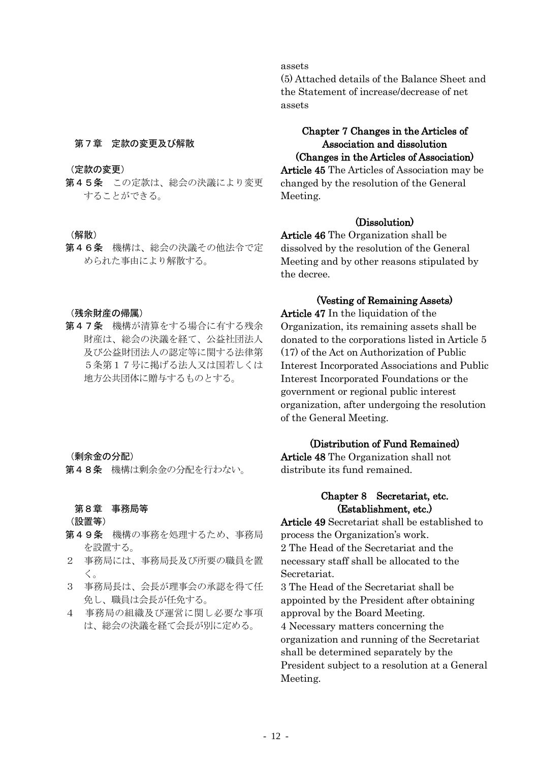assets
(5) Attached details of the Balance Sheet and the Statement of increase/decrease of net assets

## 第７章　定款の変更及び解散

（定款の変更）

**第４５条**　この定款は、総会の決議により変更することができる。

（解散）

**第４６条**　機構は、総会の決議その他法令で定められた事由により解散する。

（残余財産の帰属）

**第４７条**　機構が清算をする場合に有する残余財産は、総会の決議を経て、公益社団法人及び公益財団法人の認定等に関する法律第５条第１７号に掲げる法人又は国若しくは地方公共団体に贈与するものとする。

（剰余金の分配）

**第４８条**　機構は剰余金の分配を行わない。

## Chapter 7 Changes in the Articles of Association and dissolution

(Changes in the Articles of Association)

**Article 45** The Articles of Association may be changed by the resolution of the General Meeting.

(Dissolution)

**Article 46** The Organization shall be dissolved by the resolution of the General Meeting and by other reasons stipulated by the decree.

(Vesting of Remaining Assets)

**Article 47** In the liquidation of the Organization, its remaining assets shall be donated to the corporations listed in Article 5 (17) of the Act on Authorization of Public Interest Incorporated Associations and Public Interest Incorporated Foundations or the government or regional public interest organization, after undergoing the resolution of the General Meeting.

(Distribution of Fund Remained)

**Article 48** The Organization shall not distribute its fund remained.

## 第８章　事務局等

（設置等）

**第４９条**　機構の事務を処理するため、事務局を設置する。

２　事務局には、事務局長及び所要の職員を置く。

３　事務局長は、会長が理事会の承認を得て任免し、職員は会長が任免する。

４　事務局の組織及び運営に関し必要な事項は、総会の決議を経て会長が別に定める。

## Chapter 8　Secretariat, etc.

(Establishment, etc.)

**Article 49** Secretariat shall be established to process the Organization's work.

2 The Head of the Secretariat and the necessary staff shall be allocated to the Secretariat.

3 The Head of the Secretariat shall be appointed by the President after obtaining approval by the Board Meeting.

4 Necessary matters concerning the organization and running of the Secretariat shall be determined separately by the President subject to a resolution at a General Meeting.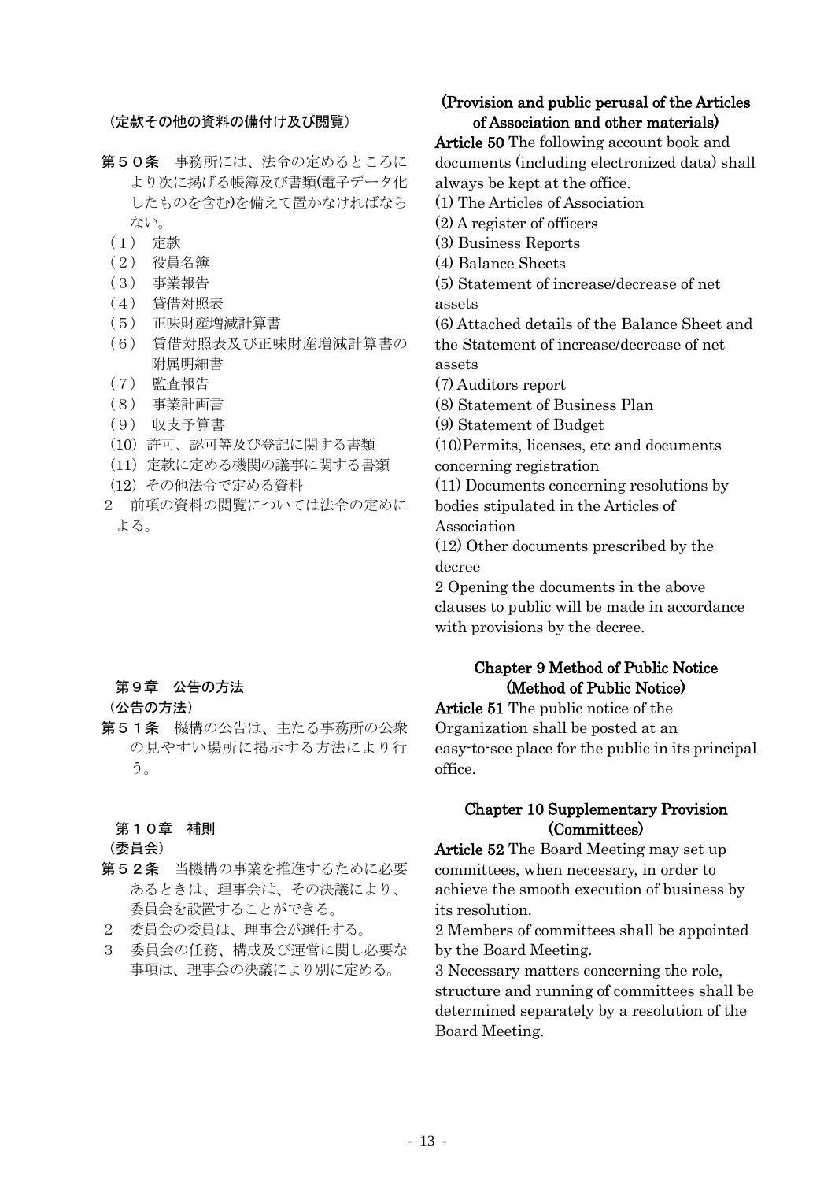（定款その他の資料の備付け及び閲覧）

**第５０条**　事務所には、法令の定めるところにより次に掲げる帳簿及び書類(電子データ化したものを含む)を備えて置かなければならない。

（１）　定款
（２）　役員名簿
（３）　事業報告
（４）　貸借対照表
（５）　正味財産増減計算書
（６）　賃借対照表及び正味財産増減計算書の附属明細書
（７）　監査報告
（８）　事業計画書
（９）　収支予算書
（10）許可、認可等及び登記に関する書類
（11）定款に定める機関の議事に関する書類
（12）その他法令で定める資料

２　前項の資料の閲覧については法令の定めによる。

**(Provision and public perusal of the Articles of Association and other materials)**

**Article 50** The following account book and documents (including electronized data) shall always be kept at the office.

(1) The Articles of Association
(2) A register of officers
(3) Business Reports
(4) Balance Sheets
(5) Statement of increase/decrease of net assets
(6) Attached details of the Balance Sheet and the Statement of increase/decrease of net assets
(7) Auditors report
(8) Statement of Business Plan
(9) Statement of Budget
(10)Permits, licenses, etc and documents concerning registration
(11) Documents concerning resolutions by bodies stipulated in the Articles of Association
(12) Other documents prescribed by the decree

2 Opening the documents in the above clauses to public will be made in accordance with provisions by the decree.

## 第９章　公告の方法

（公告の方法）

**第５１条**　機構の公告は、主たる事務所の公衆の見やすい場所に掲示する方法により行う。

## Chapter 9 Method of Public Notice

**(Method of Public Notice)**

**Article 51** The public notice of the Organization shall be posted at an easy-to-see place for the public in its principal office.

## 第１０章　補則

（委員会）

**第５２条**　当機構の事業を推進するために必要あるときは、理事会は、その決議により、委員会を設置することができる。

２　委員会の委員は、理事会が選任する。

３　委員会の任務、構成及び運営に関し必要な事項は、理事会の決議により別に定める。

## Chapter 10 Supplementary Provision

**(Committees)**

**Article 52** The Board Meeting may set up committees, when necessary, in order to achieve the smooth execution of business by its resolution.

2 Members of committees shall be appointed by the Board Meeting.

3 Necessary matters concerning the role, structure and running of committees shall be determined separately by a resolution of the Board Meeting.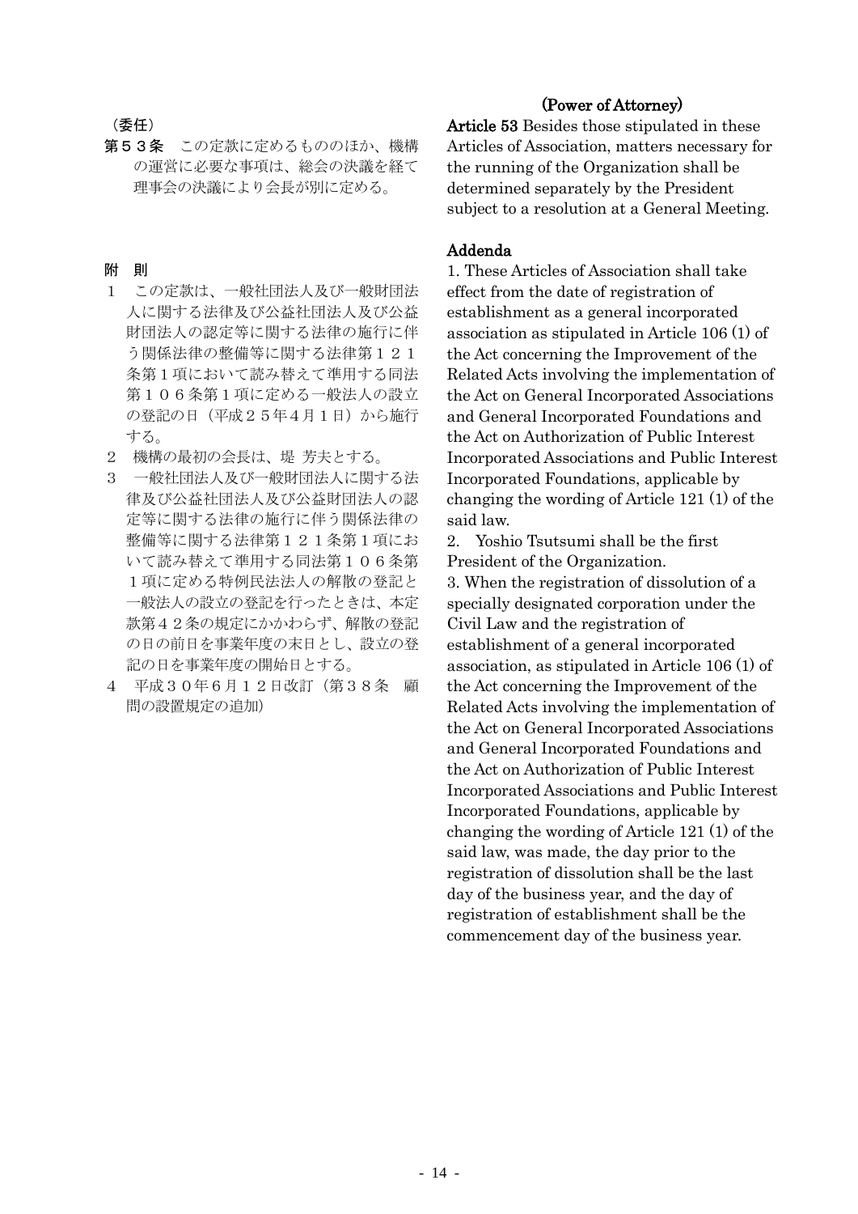（委任）

**第５３条**　この定款に定めるもののほか、機構の運営に必要な事項は、総会の決議を経て理事会の決議により会長が別に定める。

**附　則**

１　この定款は、一般社団法人及び一般財団法人に関する法律及び公益社団法人及び公益財団法人の認定等に関する法律の施行に伴う関係法律の整備等に関する法律第１２１条第１項において読み替えて準用する同法第１０６条第１項に定める一般法人の設立の登記の日（平成２５年4月１日）から施行する。

２　機構の最初の会長は、堤 芳夫とする。

３　一般社団法人及び一般財団法人に関する法律及び公益社団法人及び公益財団法人の認定等に関する法律の施行に伴う関係法律の整備等に関する法律第１２１条第１項において読み替えて準用する同法第１０６条第１項に定める特例民法法人の解散の登記と一般法人の設立の登記を行ったときは、本定款第４２条の規定にかかわらず、解散の登記の日の前日を事業年度の末日とし、設立の登記の日を事業年度の開始日とする。

４　平成３０年６月１２日改訂（第３８条　顧問の設置規定の追加）

**(Power of Attorney)**

**Article 53** Besides those stipulated in these Articles of Association, matters necessary for the running of the Organization shall be determined separately by the President subject to a resolution at a General Meeting.

**Addenda**

1. These Articles of Association shall take effect from the date of registration of establishment as a general incorporated association as stipulated in Article 106 (1) of the Act concerning the Improvement of the Related Acts involving the implementation of the Act on General Incorporated Associations and General Incorporated Foundations and the Act on Authorization of Public Interest Incorporated Associations and Public Interest Incorporated Foundations, applicable by changing the wording of Article 121 (1) of the said law.

2. Yoshio Tsutsumi shall be the first President of the Organization.

3. When the registration of dissolution of a specially designated corporation under the Civil Law and the registration of establishment of a general incorporated association, as stipulated in Article 106 (1) of the Act concerning the Improvement of the Related Acts involving the implementation of the Act on General Incorporated Associations and General Incorporated Foundations and the Act on Authorization of Public Interest Incorporated Associations and Public Interest Incorporated Foundations, applicable by changing the wording of Article 121 (1) of the said law, was made, the day prior to the registration of dissolution shall be the last day of the business year, and the day of registration of establishment shall be the commencement day of the business year.